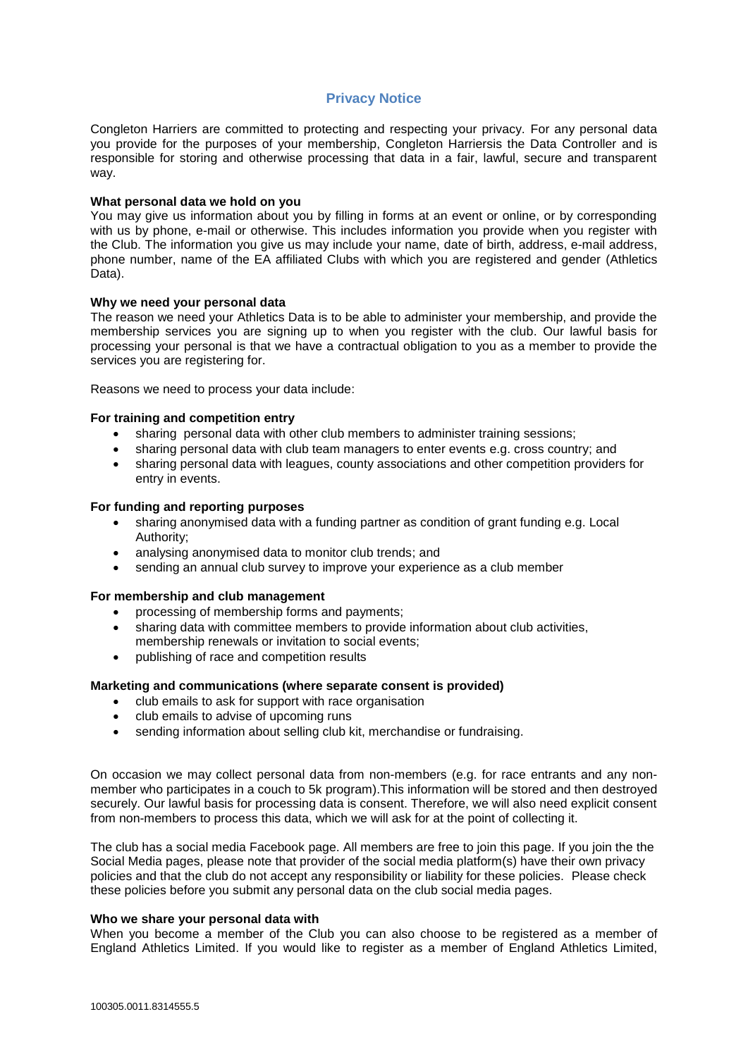# Privacy Notice

Congleton Harriers are committed to protecting and respecting your privacy. For any personal data you provide for the purposes of your membership, Congleton Harriersis the Data Controller and is responsible for storing and otherwise processing that data in a fair, lawful, secure and transparent way.

**What personal data we hold on you**
You may give us information about you by filling in forms at an event or online, or by corresponding with us by phone, e-mail or otherwise. This includes information you provide when you register with the Club. The information you give us may include your name, date of birth, address, e-mail address, phone number, name of the EA affiliated Clubs with which you are registered and gender (Athletics Data).

**Why we need your personal data**
The reason we need your Athletics Data is to be able to administer your membership, and provide the membership services you are signing up to when you register with the club. Our lawful basis for processing your personal is that we have a contractual obligation to you as a member to provide the services you are registering for.

Reasons we need to process your data include:

**For training and competition entry**

- sharing personal data with other club members to administer training sessions;
- sharing personal data with club team managers to enter events e.g. cross country; and
- sharing personal data with leagues, county associations and other competition providers for entry in events.

**For funding and reporting purposes**

- sharing anonymised data with a funding partner as condition of grant funding e.g. Local Authority;
- analysing anonymised data to monitor club trends; and
- sending an annual club survey to improve your experience as a club member

**For membership and club management**

- processing of membership forms and payments;
- sharing data with committee members to provide information about club activities, membership renewals or invitation to social events;
- publishing of race and competition results

**Marketing and communications (where separate consent is provided)**

- club emails to ask for support with race organisation
- club emails to advise of upcoming runs
- sending information about selling club kit, merchandise or fundraising.

On occasion we may collect personal data from non-members (e.g. for race entrants and any non-member who participates in a couch to 5k program).This information will be stored and then destroyed securely. Our lawful basis for processing data is consent. Therefore, we will also need explicit consent from non-members to process this data, which we will ask for at the point of collecting it.

The club has a social media Facebook page. All members are free to join this page. If you join the the Social Media pages, please note that provider of the social media platform(s) have their own privacy policies and that the club do not accept any responsibility or liability for these policies. Please check these policies before you submit any personal data on the club social media pages.

**Who we share your personal data with**
When you become a member of the Club you can also choose to be registered as a member of England Athletics Limited. If you would like to register as a member of England Athletics Limited,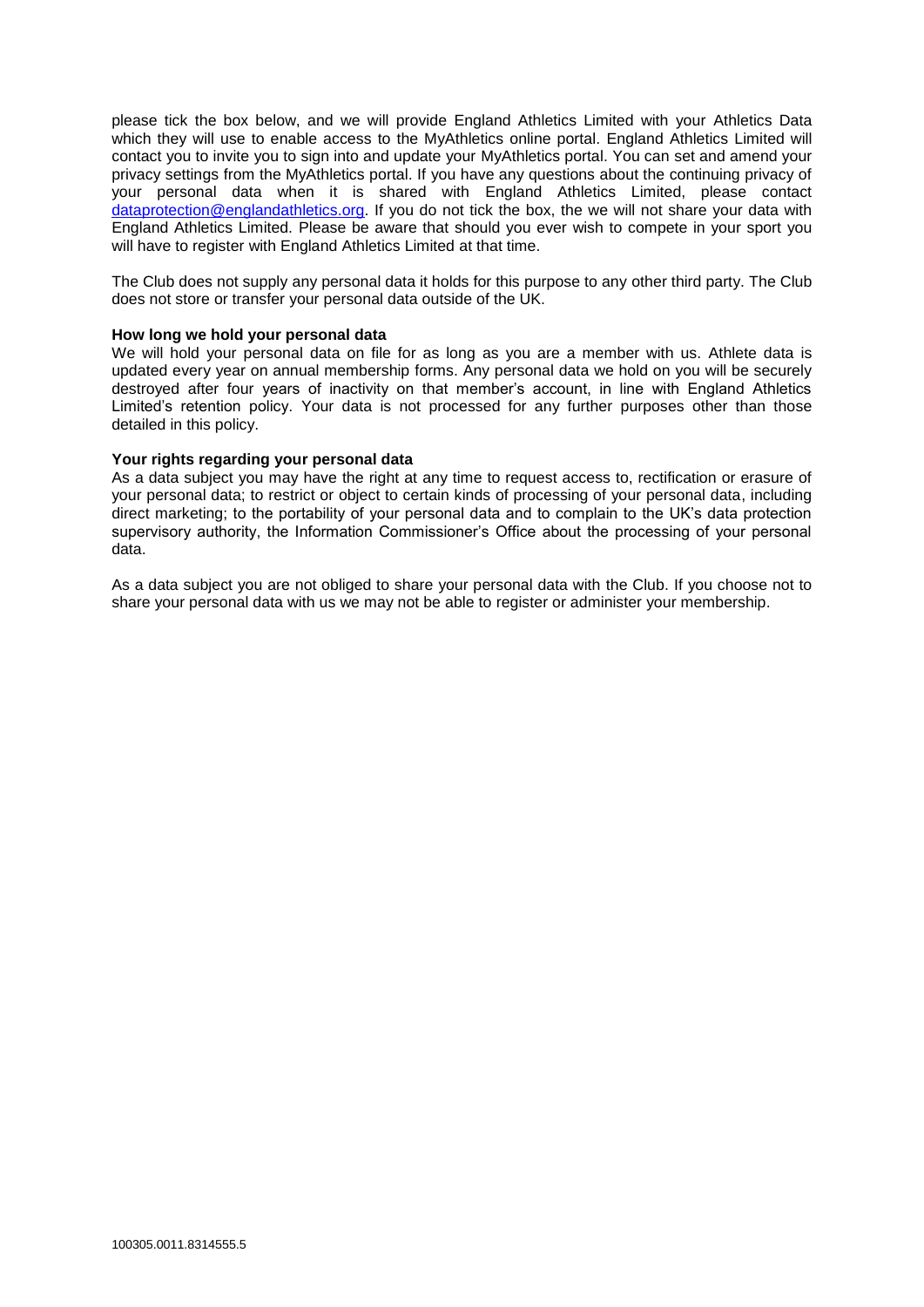please tick the box below, and we will provide England Athletics Limited with your Athletics Data which they will use to enable access to the MyAthletics online portal. England Athletics Limited will contact you to invite you to sign into and update your MyAthletics portal. You can set and amend your privacy settings from the MyAthletics portal. If you have any questions about the continuing privacy of your personal data when it is shared with England Athletics Limited, please contact dataprotection@englandathletics.org. If you do not tick the box, the we will not share your data with England Athletics Limited. Please be aware that should you ever wish to compete in your sport you will have to register with England Athletics Limited at that time.

The Club does not supply any personal data it holds for this purpose to any other third party. The Club does not store or transfer your personal data outside of the UK.

**How long we hold your personal data**

We will hold your personal data on file for as long as you are a member with us. Athlete data is updated every year on annual membership forms. Any personal data we hold on you will be securely destroyed after four years of inactivity on that member's account, in line with England Athletics Limited's retention policy. Your data is not processed for any further purposes other than those detailed in this policy.

**Your rights regarding your personal data**

As a data subject you may have the right at any time to request access to, rectification or erasure of your personal data; to restrict or object to certain kinds of processing of your personal data, including direct marketing; to the portability of your personal data and to complain to the UK's data protection supervisory authority, the Information Commissioner's Office about the processing of your personal data.

As a data subject you are not obliged to share your personal data with the Club. If you choose not to share your personal data with us we may not be able to register or administer your membership.

100305.0011.8314555.5